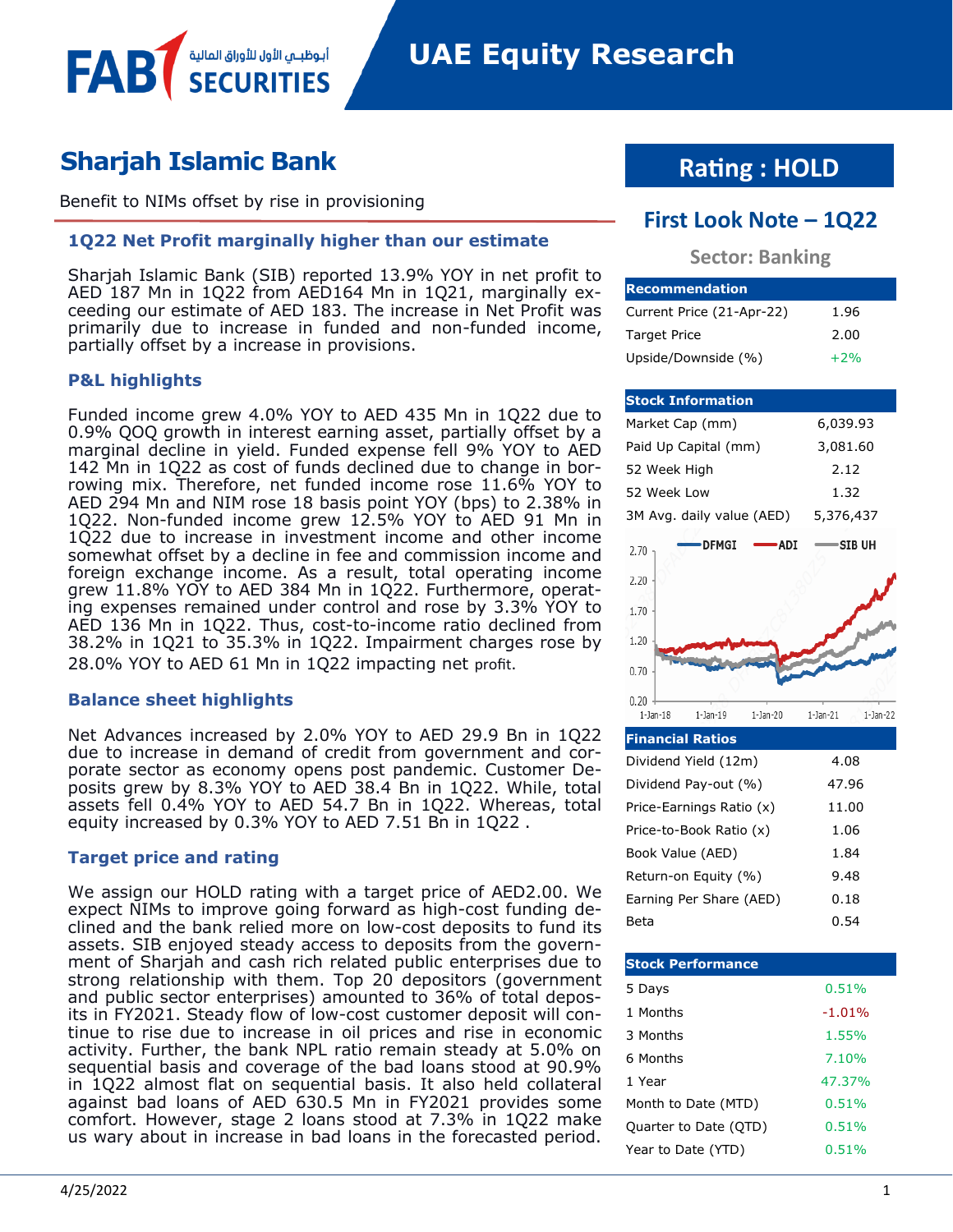# UAE Equity Research

## Sharjah Islamic Bank

Benefit to NIMs offset by rise in provisioning

### 1Q22 Net Profit marginally higher than our estimate

Sharjah Islamic Bank (SIB) reported 13.9% YOY in net profit to AED 187 Mn in 1Q22 from AED164 Mn in 1Q21, marginally exceeding our estimate of AED 183. The increase in Net Profit was primarily due to increase in funded and non-funded income, partially offset by a increase in provisions.

### P&L highlights

Funded income grew 4.0% YOY to AED 435 Mn in 1Q22 due to 0.9% QOQ growth in interest earning asset, partially offset by a marginal decline in yield. Funded expense fell 9% YOY to AED 142 Mn in 1Q22 as cost of funds declined due to change in borrowing mix. Therefore, net funded income rose 11.6% YOY to AED 294 Mn and NIM rose 18 basis point YOY (bps) to 2.38% in 1Q22. Non-funded income grew 12.5% YOY to AED 91 Mn in 1Q22 due to increase in investment income and other income somewhat offset by a decline in fee and commission income and foreign exchange income. As a result, total operating income grew 11.8% YOY to AED 384 Mn in 1Q22. Furthermore, operating expenses remained under control and rose by 3.3% YOY to AED 136 Mn in 1Q22. Thus, cost-to-income ratio declined from 38.2% in 1Q21 to 35.3% in 1Q22. Impairment charges rose by 28.0% YOY to AED 61 Mn in 1Q22 impacting net profit.

### Balance sheet highlights

Net Advances increased by 2.0% YOY to AED 29.9 Bn in 1Q22 due to increase in demand of credit from government and corporate sector as economy opens post pandemic. Customer Deposits grew by 8.3% YOY to AED 38.4 Bn in 1Q22. While, total assets fell 0.4% YOY to AED 54.7 Bn in 1Q22. Whereas, total equity increased by 0.3% YOY to AED 7.51 Bn in 1Q22 .

### Target price and rating

We assign our HOLD rating with a target price of AED2.00. We expect NIMs to improve going forward as high-cost funding declined and the bank relied more on low-cost deposits to fund its assets. SIB enjoyed steady access to deposits from the government of Sharjah and cash rich related public enterprises due to strong relationship with them. Top 20 depositors (government and public sector enterprises) amounted to 36% of total deposits in FY2021. Steady flow of low-cost customer deposit will continue to rise due to increase in oil prices and rise in economic activity. Further, the bank NPL ratio remain steady at 5.0% on sequential basis and coverage of the bad loans stood at 90.9% in 1Q22 almost flat on sequential basis. It also held collateral against bad loans of AED 630.5 Mn in FY2021 provides some comfort. However, stage 2 loans stood at 7.3% in 1Q22 make us wary about in increase in bad loans in the forecasted period.

## Rating : HOLD

### First Look Note – 1Q22

**Sector: Banking**

| Recommendation | |
|---|---|
| Current Price (21-Apr-22) | 1.96 |
| Target Price | 2.00 |
| Upside/Downside (%) | +2% |

| Stock Information | |
|---|---|
| Market Cap (mm) | 6,039.93 |
| Paid Up Capital (mm) | 3,081.60 |
| 52 Week High | 2.12 |
| 52 Week Low | 1.32 |
| 3M Avg. daily value (AED) | 5,376,437 |

| Financial Ratios | |
|---|---|
| Dividend Yield (12m) | 4.08 |
| Dividend Pay-out (%) | 47.96 |
| Price-Earnings Ratio (x) | 11.00 |
| Price-to-Book Ratio (x) | 1.06 |
| Book Value (AED) | 1.84 |
| Return-on Equity (%) | 9.48 |
| Earning Per Share (AED) | 0.18 |
| Beta | 0.54 |

| Stock Performance | |
|---|---|
| 5 Days | 0.51% |
| 1 Months | -1.01% |
| 3 Months | 1.55% |
| 6 Months | 7.10% |
| 1 Year | 47.37% |
| Month to Date (MTD) | 0.51% |
| Quarter to Date (QTD) | 0.51% |
| Year to Date (YTD) | 0.51% |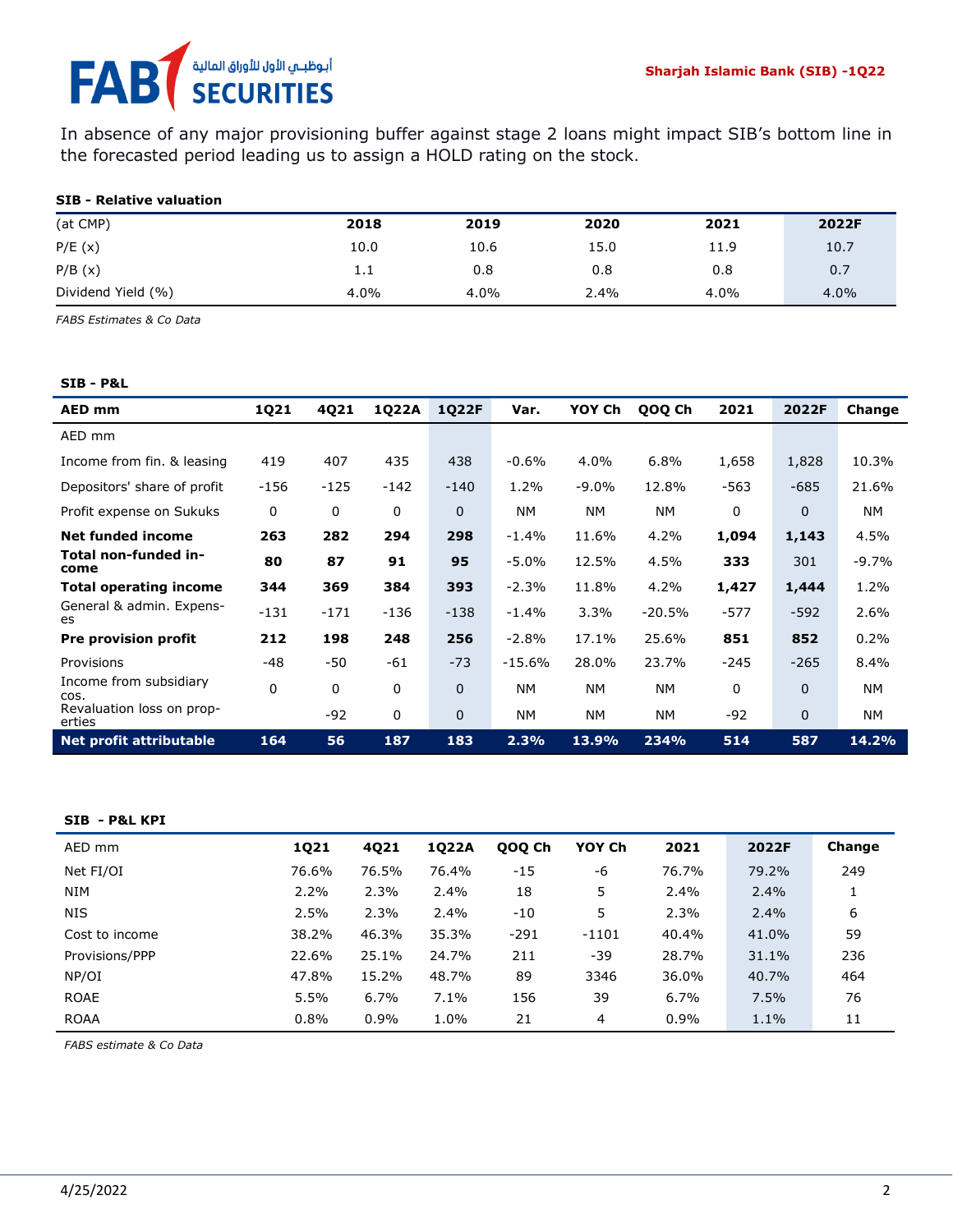In absence of any major provisioning buffer against stage 2 loans might impact SIB's bottom line in the forecasted period leading us to assign a HOLD rating on the stock.

**SIB - Relative valuation**

| (at CMP) | 2018 | 2019 | 2020 | 2021 | 2022F |
|---|---|---|---|---|---|
| P/E (x) | 10.0 | 10.6 | 15.0 | 11.9 | 10.7 |
| P/B (x) | 1.1 | 0.8 | 0.8 | 0.8 | 0.7 |
| Dividend Yield (%) | 4.0% | 4.0% | 2.4% | 4.0% | 4.0% |

*FABS Estimates & Co Data*

**SIB - P&L**

| AED mm | 1Q21 | 4Q21 | 1Q22A | 1Q22F | Var. | YOY Ch | QOQ Ch | 2021 | 2022F | Change |
|---|---|---|---|---|---|---|---|---|---|---|
| AED mm | | | | | | | | | | |
| Income from fin. & leasing | 419 | 407 | 435 | 438 | -0.6% | 4.0% | 6.8% | 1,658 | 1,828 | 10.3% |
| Depositors' share of profit | -156 | -125 | -142 | -140 | 1.2% | -9.0% | 12.8% | -563 | -685 | 21.6% |
| Profit expense on Sukuks | 0 | 0 | 0 | 0 | NM | NM | NM | 0 | 0 | NM |
| **Net funded income** | **263** | **282** | **294** | **298** | -1.4% | 11.6% | 4.2% | **1,094** | **1,143** | 4.5% |
| **Total non-funded income** | **80** | **87** | **91** | **95** | -5.0% | 12.5% | 4.5% | **333** | 301 | -9.7% |
| **Total operating income** | **344** | **369** | **384** | **393** | -2.3% | 11.8% | 4.2% | **1,427** | **1,444** | 1.2% |
| General & admin. Expenses | -131 | -171 | -136 | -138 | -1.4% | 3.3% | -20.5% | -577 | -592 | 2.6% |
| **Pre provision profit** | **212** | **198** | **248** | **256** | -2.8% | 17.1% | 25.6% | **851** | **852** | 0.2% |
| Provisions | -48 | -50 | -61 | -73 | -15.6% | 28.0% | 23.7% | -245 | -265 | 8.4% |
| Income from subsidiary cos. | 0 | 0 | 0 | 0 | NM | NM | NM | 0 | 0 | NM |
| Revaluation loss on properties | | -92 | 0 | 0 | NM | NM | NM | -92 | 0 | NM |
| **Net profit attributable** | **164** | **56** | **187** | **183** | **2.3%** | **13.9%** | **234%** | **514** | **587** | **14.2%** |

**SIB - P&L KPI**

| AED mm | 1Q21 | 4Q21 | 1Q22A | QOQ Ch | YOY Ch | 2021 | 2022F | Change |
|---|---|---|---|---|---|---|---|---|
| Net FI/OI | 76.6% | 76.5% | 76.4% | -15 | -6 | 76.7% | 79.2% | 249 |
| NIM | 2.2% | 2.3% | 2.4% | 18 | 5 | 2.4% | 2.4% | 1 |
| NIS | 2.5% | 2.3% | 2.4% | -10 | 5 | 2.3% | 2.4% | 6 |
| Cost to income | 38.2% | 46.3% | 35.3% | -291 | -1101 | 40.4% | 41.0% | 59 |
| Provisions/PPP | 22.6% | 25.1% | 24.7% | 211 | -39 | 28.7% | 31.1% | 236 |
| NP/OI | 47.8% | 15.2% | 48.7% | 89 | 3346 | 36.0% | 40.7% | 464 |
| ROAE | 5.5% | 6.7% | 7.1% | 156 | 39 | 6.7% | 7.5% | 76 |
| ROAA | 0.8% | 0.9% | 1.0% | 21 | 4 | 0.9% | 1.1% | 11 |

*FABS estimate & Co Data*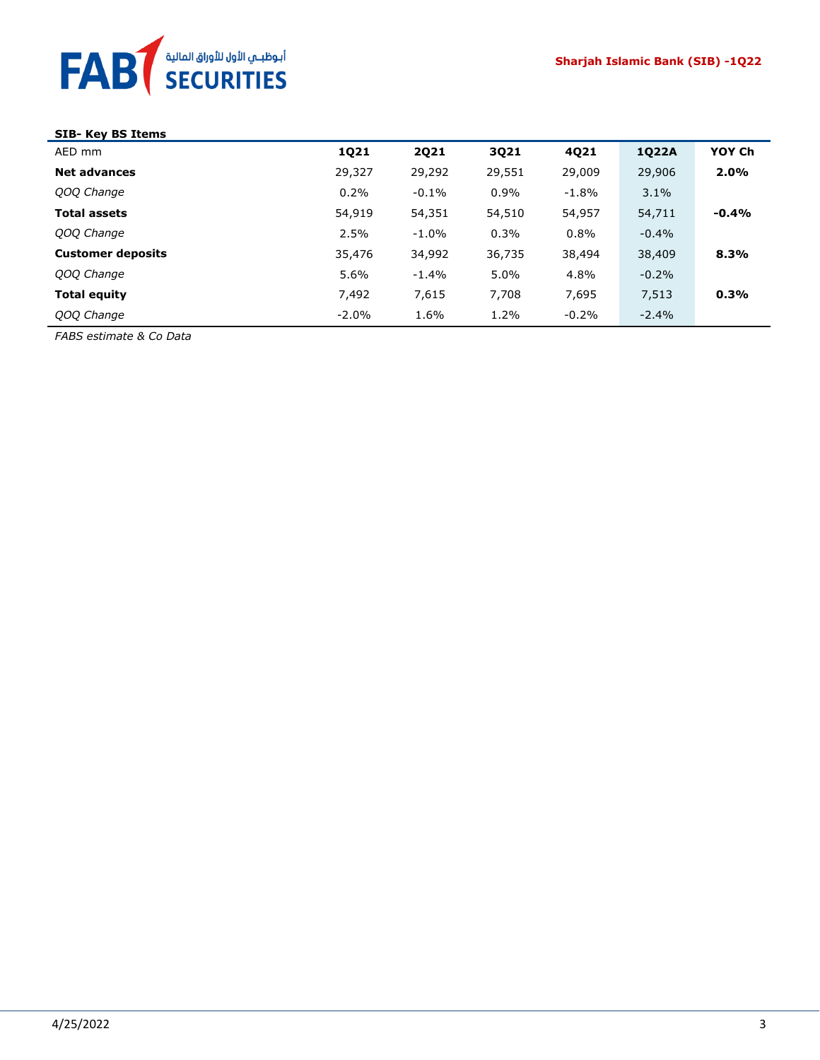**SIB- Key BS Items**

| AED mm | 1Q21 | 2Q21 | 3Q21 | 4Q21 | 1Q22A | YOY Ch |
|---|---|---|---|---|---|---|
| **Net advances** | 29,327 | 29,292 | 29,551 | 29,009 | 29,906 | **2.0%** |
| *QOQ Change* | 0.2% | -0.1% | 0.9% | -1.8% | 3.1% | |
| **Total assets** | 54,919 | 54,351 | 54,510 | 54,957 | 54,711 | **-0.4%** |
| *QOQ Change* | 2.5% | -1.0% | 0.3% | 0.8% | -0.4% | |
| **Customer deposits** | 35,476 | 34,992 | 36,735 | 38,494 | 38,409 | **8.3%** |
| *QOQ Change* | 5.6% | -1.4% | 5.0% | 4.8% | -0.2% | |
| **Total equity** | 7,492 | 7,615 | 7,708 | 7,695 | 7,513 | **0.3%** |
| *QOQ Change* | -2.0% | 1.6% | 1.2% | -0.2% | -2.4% | |

*FABS estimate & Co Data*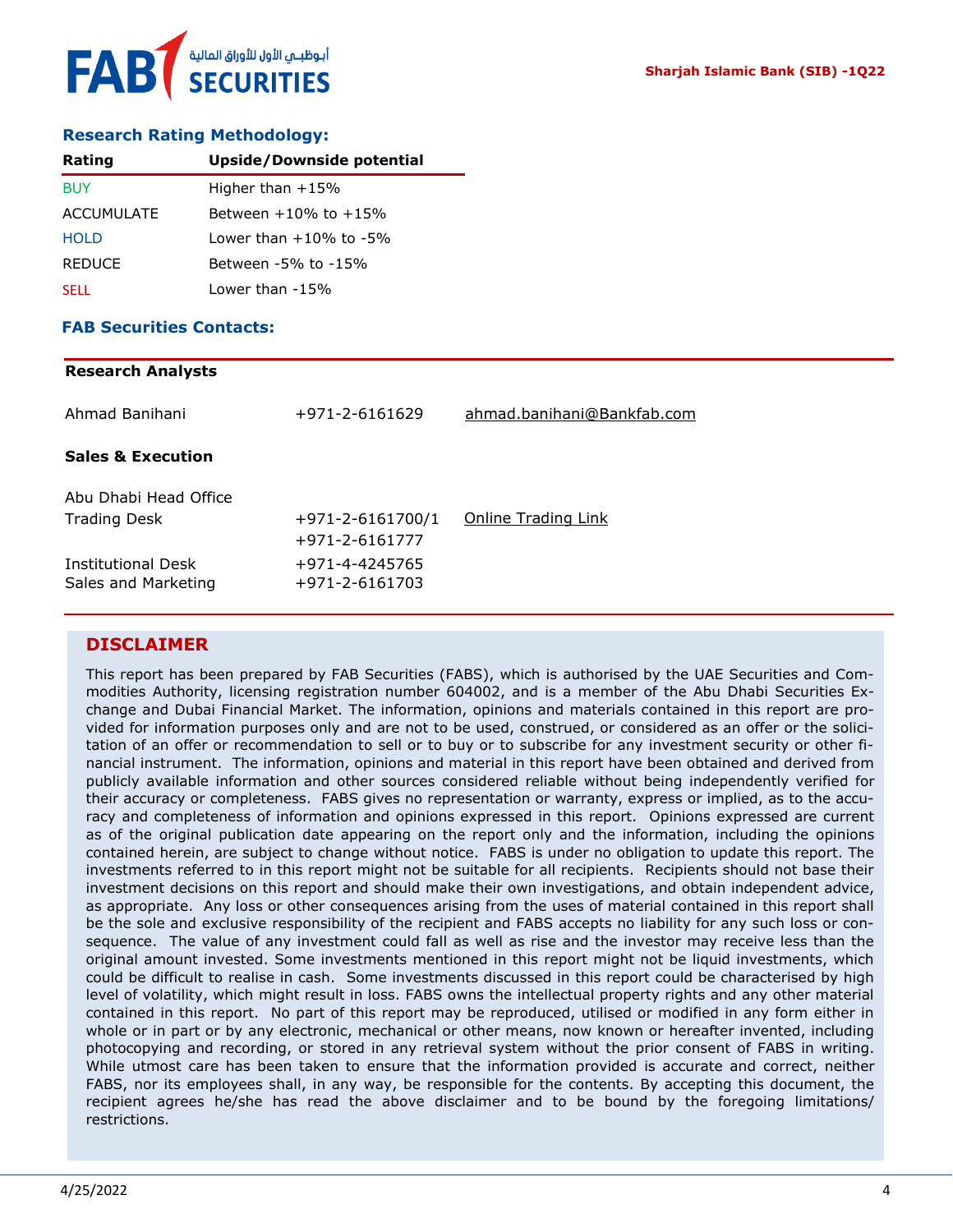## Research Rating Methodology:

| Rating | Upside/Downside potential |
|---|---|
| BUY | Higher than +15% |
| ACCUMULATE | Between +10% to +15% |
| HOLD | Lower than +10% to -5% |
| REDUCE | Between -5% to -15% |
| SELL | Lower than -15% |

## FAB Securities Contacts:

**Research Analysts**

| | | |
|---|---|---|
| Ahmad Banihani | +971-2-6161629 | ahmad.banihani@Bankfab.com |

**Sales & Execution**

| | | |
|---|---|---|
| Abu Dhabi Head Office | | |
| Trading Desk | +971-2-6161700/1<br>+971-2-6161777 | Online Trading Link |
| Institutional Desk | +971-4-4245765 | |
| Sales and Marketing | +971-2-6161703 | |

## DISCLAIMER

This report has been prepared by FAB Securities (FABS), which is authorised by the UAE Securities and Commodities Authority, licensing registration number 604002, and is a member of the Abu Dhabi Securities Exchange and Dubai Financial Market. The information, opinions and materials contained in this report are provided for information purposes only and are not to be used, construed, or considered as an offer or the solicitation of an offer or recommendation to sell or to buy or to subscribe for any investment security or other financial instrument. The information, opinions and material in this report have been obtained and derived from publicly available information and other sources considered reliable without being independently verified for their accuracy or completeness. FABS gives no representation or warranty, express or implied, as to the accuracy and completeness of information and opinions expressed in this report. Opinions expressed are current as of the original publication date appearing on the report only and the information, including the opinions contained herein, are subject to change without notice. FABS is under no obligation to update this report. The investments referred to in this report might not be suitable for all recipients. Recipients should not base their investment decisions on this report and should make their own investigations, and obtain independent advice, as appropriate. Any loss or other consequences arising from the uses of material contained in this report shall be the sole and exclusive responsibility of the recipient and FABS accepts no liability for any such loss or consequence. The value of any investment could fall as well as rise and the investor may receive less than the original amount invested. Some investments mentioned in this report might not be liquid investments, which could be difficult to realise in cash. Some investments discussed in this report could be characterised by high level of volatility, which might result in loss. FABS owns the intellectual property rights and any other material contained in this report. No part of this report may be reproduced, utilised or modified in any form either in whole or in part or by any electronic, mechanical or other means, now known or hereafter invented, including photocopying and recording, or stored in any retrieval system without the prior consent of FABS in writing. While utmost care has been taken to ensure that the information provided is accurate and correct, neither FABS, nor its employees shall, in any way, be responsible for the contents. By accepting this document, the recipient agrees he/she has read the above disclaimer and to be bound by the foregoing limitations/restrictions.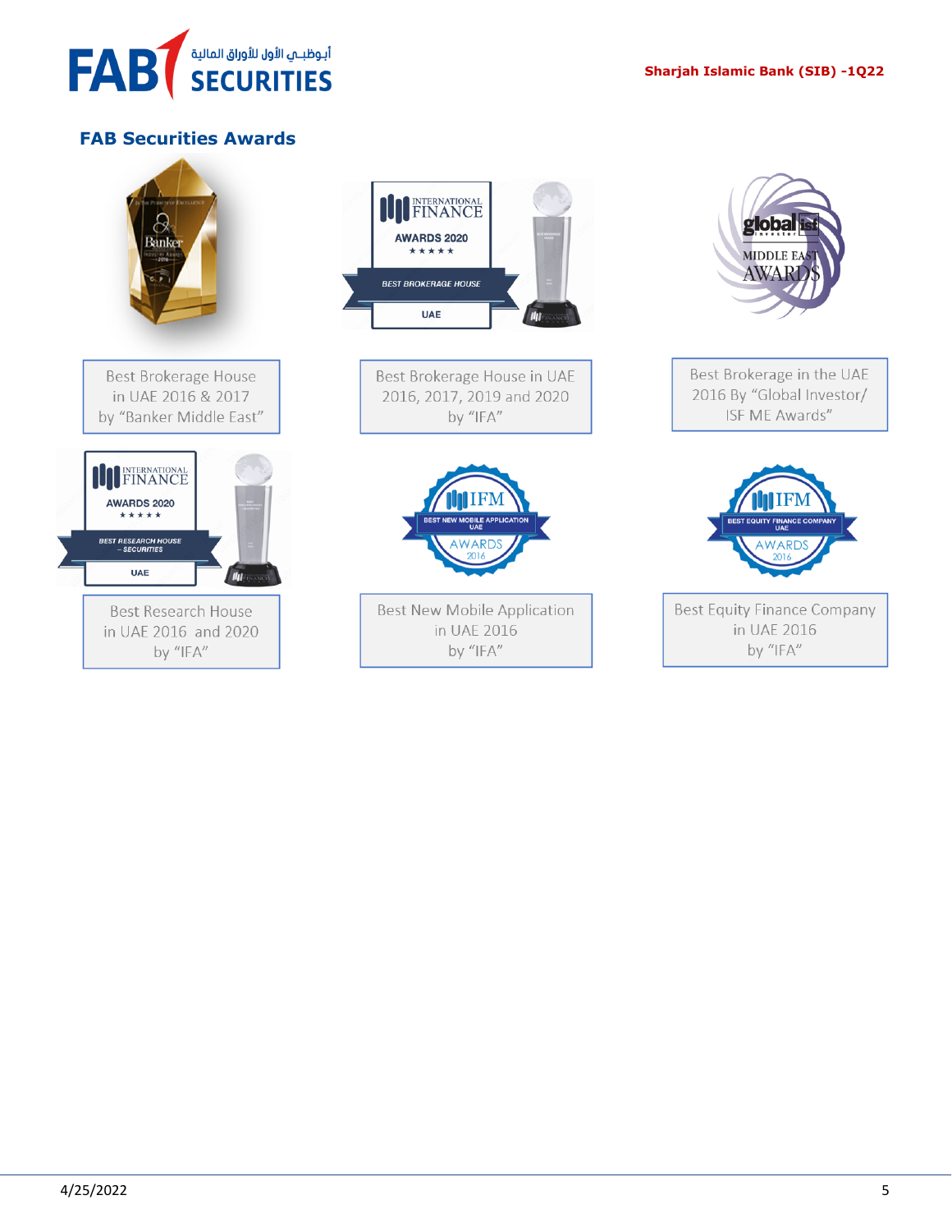## FAB Securities Awards

Best Brokerage House in UAE 2016 & 2017 by "Banker Middle East"

Best Brokerage House in UAE 2016, 2017, 2019 and 2020 by "IFA"

Best Brokerage in the UAE 2016 By "Global Investor/ ISF ME Awards"

Best Research House in UAE 2016 and 2020 by "IFA"

Best New Mobile Application in UAE 2016 by "IFA"

Best Equity Finance Company in UAE 2016 by "IFA"